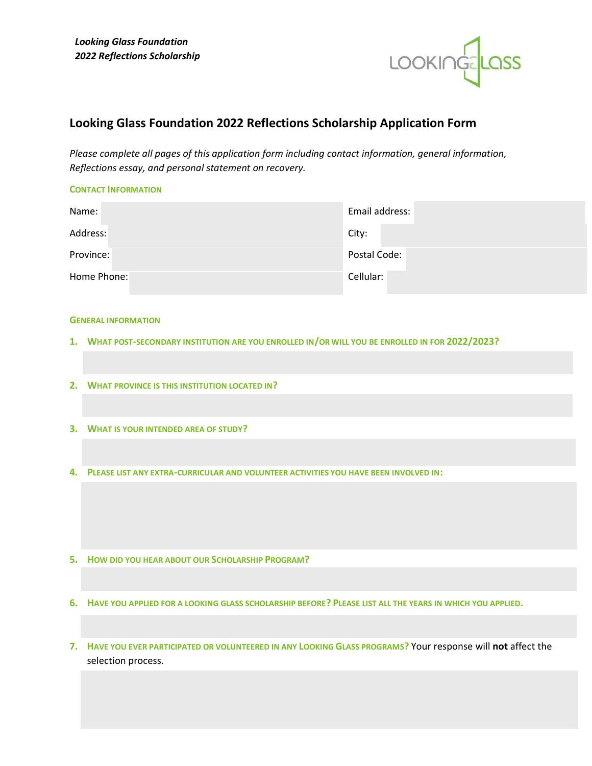*Looking Glass Foundation*
*2022 Reflections Scholarship*

# Looking Glass Foundation 2022 Reflections Scholarship Application Form

*Please complete all pages of this application form including contact information, general information, Reflections essay, and personal statement on recovery.*

## Contact Information

| | | | |
|---|---|---|---|
| Name: | | Email address: | |
| Address: | | City: | |
| Province: | | Postal Code: | |
| Home Phone: | | Cellular: | |

## General Information

1. **What post-secondary institution are you enrolled in/or will you be enrolled in for 2022/2023?**

2. **What province is this institution located in?**

3. **What is your intended area of study?**

4. **Please list any extra-curricular and volunteer activities you have been involved in:**

5. **How did you hear about our Scholarship Program?**

6. **Have you applied for a Looking Glass scholarship before? Please list all the years in which you applied.**

7. **Have you ever participated or volunteered in any Looking Glass programs?** Your response will **not** affect the selection process.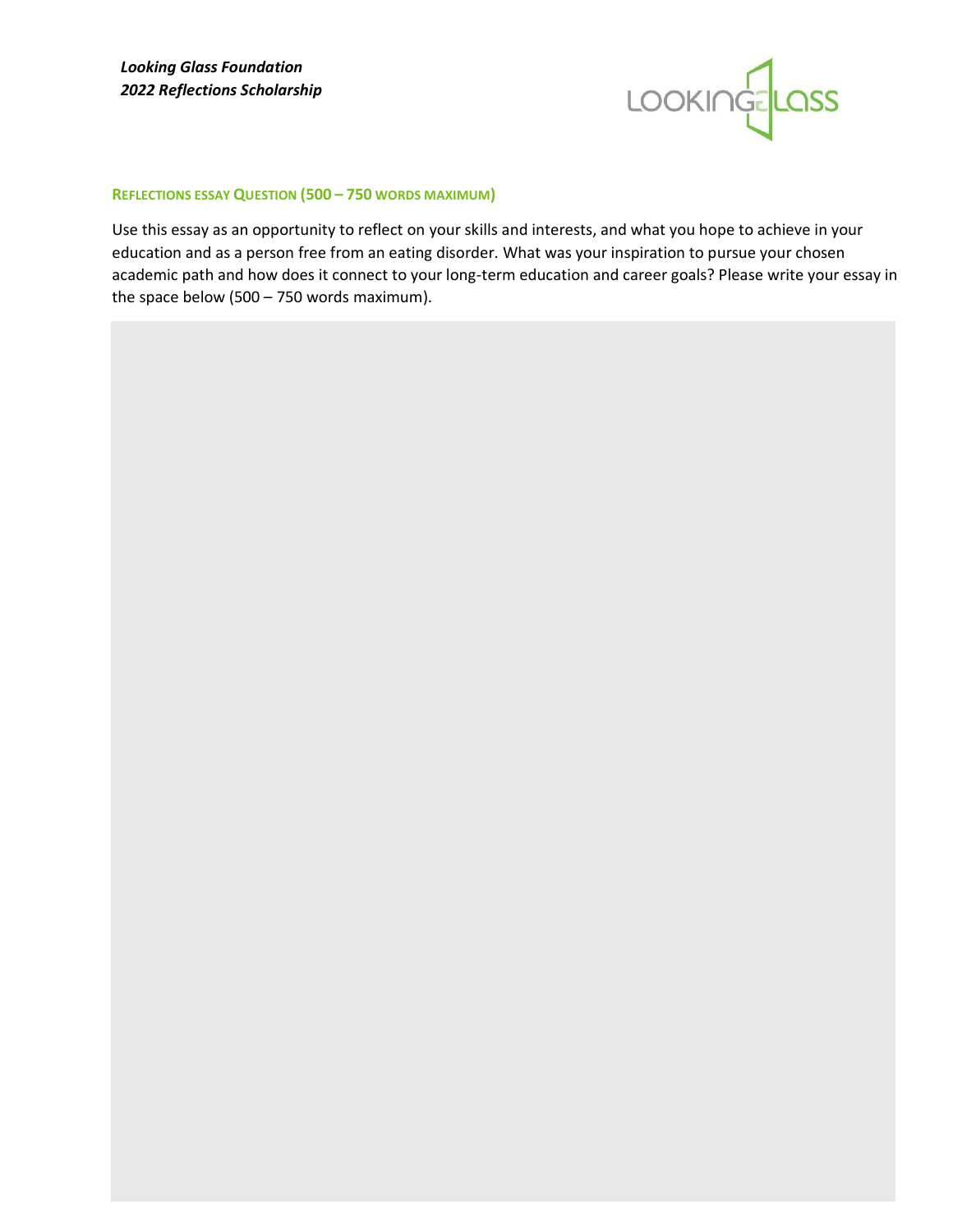*Looking Glass Foundation*
*2022 Reflections Scholarship*

**REFLECTIONS ESSAY QUESTION (500 – 750 WORDS MAXIMUM)**

Use this essay as an opportunity to reflect on your skills and interests, and what you hope to achieve in your education and as a person free from an eating disorder. What was your inspiration to pursue your chosen academic path and how does it connect to your long-term education and career goals? Please write your essay in the space below (500 – 750 words maximum).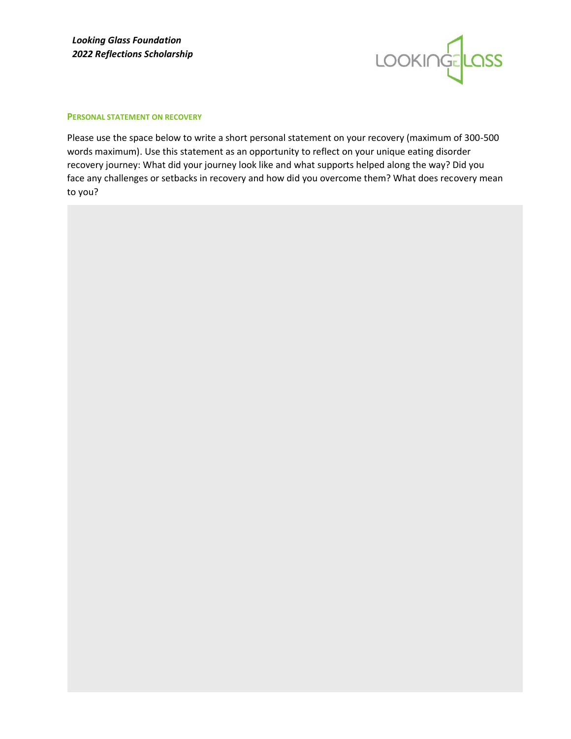*Looking Glass Foundation*
*2022 Reflections Scholarship*

LOOKING GLASS

**PERSONAL STATEMENT ON RECOVERY**

Please use the space below to write a short personal statement on your recovery (maximum of 300-500 words maximum). Use this statement as an opportunity to reflect on your unique eating disorder recovery journey: What did your journey look like and what supports helped along the way? Did you face any challenges or setbacks in recovery and how did you overcome them? What does recovery mean to you?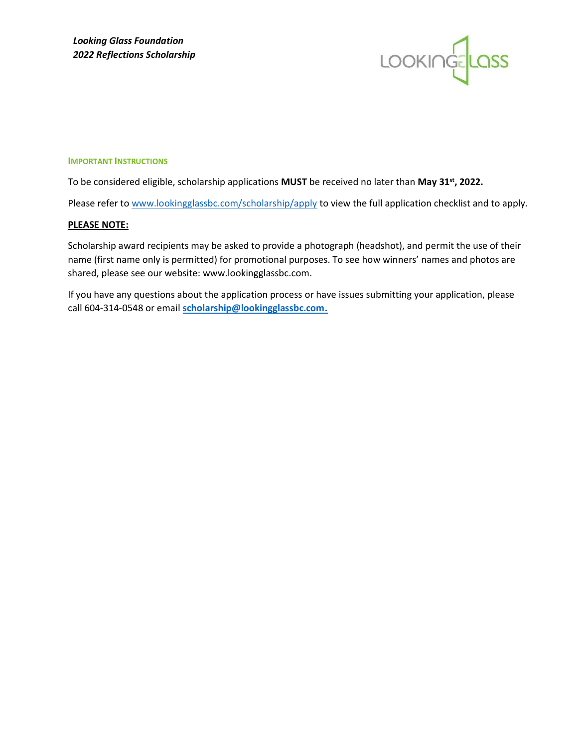*Looking Glass Foundation*
*2022 Reflections Scholarship*

LOOKINGGLASS

### IMPORTANT INSTRUCTIONS

To be considered eligible, scholarship applications **MUST** be received no later than **May 31st, 2022.**

Please refer to www.lookingglassbc.com/scholarship/apply to view the full application checklist and to apply.

**PLEASE NOTE:**

Scholarship award recipients may be asked to provide a photograph (headshot), and permit the use of their name (first name only is permitted) for promotional purposes. To see how winners' names and photos are shared, please see our website: www.lookingglassbc.com.

If you have any questions about the application process or have issues submitting your application, please call 604-314-0548 or email **scholarship@lookingglassbc.com.**